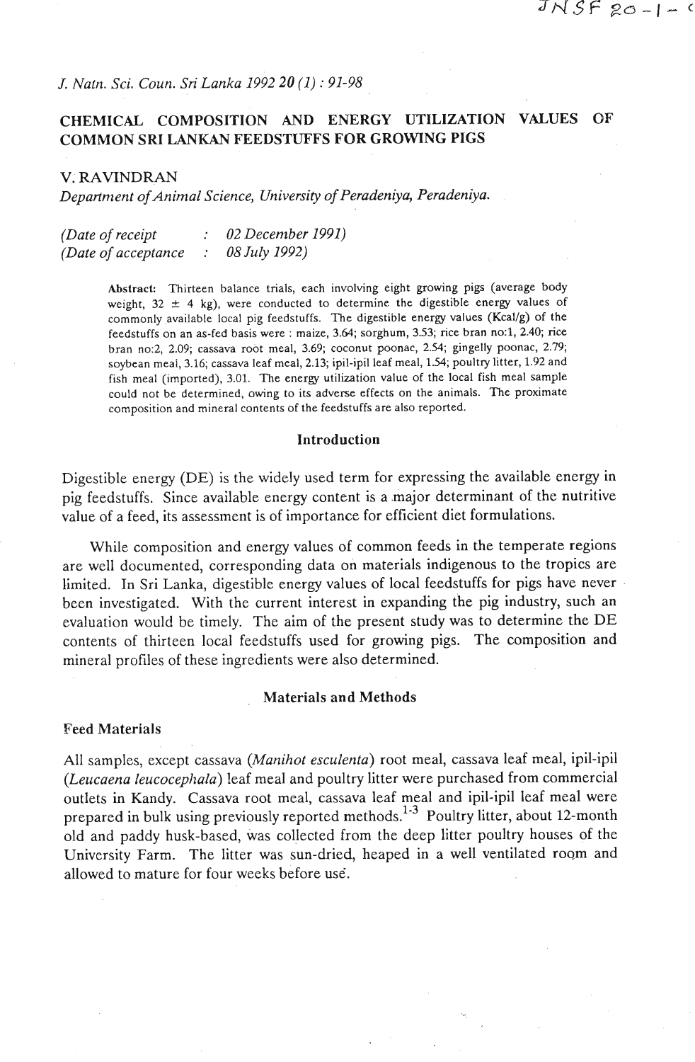# CHEMICAL COMPOSITION AND ENERGY UTILIZATION VALUES OF COMMON SRI LANKAN FEEDSTUFFS FOR GROWING PIGS

V. RAVINDRAN

*Department of Animal Science, University of Peradeniya, Peradeniya.*

*(Date of receipt : 02 December 1991)*
*(Date of acceptance : 08 July 1992)*

**Abstract:** Thirteen balance trials, each involving eight growing pigs (average body weight, 32 ± 4 kg), were conducted to determine the digestible energy values of commonly available local pig feedstuffs. The digestible energy values (Kcal/g) of the feedstuffs on an as-fed basis were : maize, 3.64; sorghum, 3.53; rice bran no:1, 2.40; rice bran no:2, 2.09; cassava root meal, 3.69; coconut poonac, 2.54; gingelly poonac, 2.79; soybean meal, 3.16; cassava leaf meal, 2.13; ipil-ipil leaf meal, 1.54; poultry litter, 1.92 and fish meal (imported), 3.01. The energy utilization value of the local fish meal sample could not be determined, owing to its adverse effects on the animals. The proximate composition and mineral contents of the feedstuffs are also reported.

## Introduction

Digestible energy (DE) is the widely used term for expressing the available energy in pig feedstuffs. Since available energy content is a major determinant of the nutritive value of a feed, its assessment is of importance for efficient diet formulations.

While composition and energy values of common feeds in the temperate regions are well documented, corresponding data on materials indigenous to the tropics are limited. In Sri Lanka, digestible energy values of local feedstuffs for pigs have never been investigated. With the current interest in expanding the pig industry, such an evaluation would be timely. The aim of the present study was to determine the DE contents of thirteen local feedstuffs used for growing pigs. The composition and mineral profiles of these ingredients were also determined.

## Materials and Methods

### Feed Materials

All samples, except cassava (*Manihot esculenta*) root meal, cassava leaf meal, ipil-ipil (*Leucaena leucocephala*) leaf meal and poultry litter were purchased from commercial outlets in Kandy. Cassava root meal, cassava leaf meal and ipil-ipil leaf meal were prepared in bulk using previously reported methods.[1-3] Poultry litter, about 12-month old and paddy husk-based, was collected from the deep litter poultry houses of the University Farm. The litter was sun-dried, heaped in a well ventilated room and allowed to mature for four weeks before use.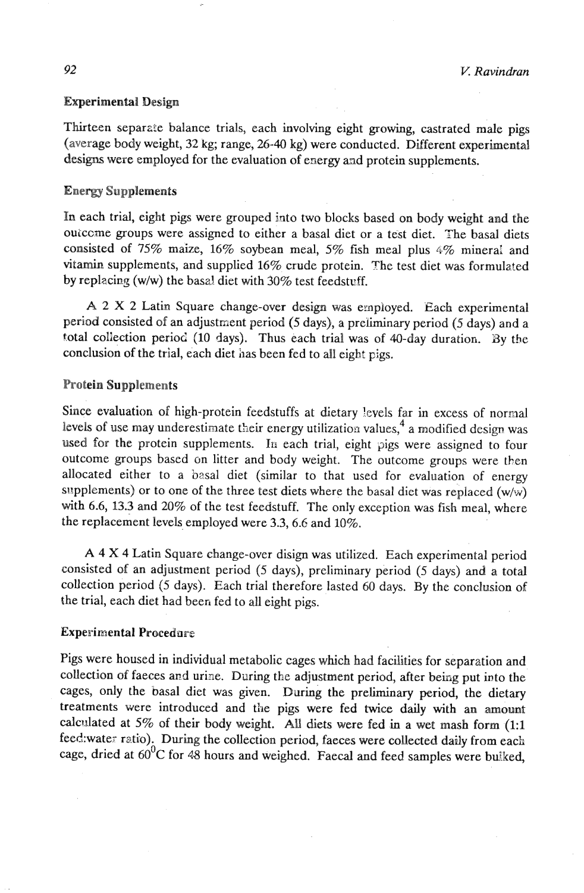### Experimental Design

Thirteen separate balance trials, each involving eight growing, castrated male pigs (average body weight, 32 kg; range, 26-40 kg) were conducted. Different experimental designs were employed for the evaluation of energy and protein supplements.

### Energy Supplements

In each trial, eight pigs were grouped into two blocks based on body weight and the outcome groups were assigned to either a basal diet or a test diet. The basal diets consisted of 75% maize, 16% soybean meal, 5% fish meal plus 4% mineral and vitamin supplements, and supplied 16% crude protein. The test diet was formulated by replacing (w/w) the basal diet with 30% test feedstuff.

A 2 X 2 Latin Square change-over design was employed. Each experimental period consisted of an adjustment period (5 days), a preliminary period (5 days) and a total collection period (10 days). Thus each trial was of 40-day duration. By the conclusion of the trial, each diet has been fed to all eight pigs.

### Protein Supplements

Since evaluation of high-protein feedstuffs at dietary levels far in excess of normal levels of use may underestimate their energy utilization values,[4] a modified design was used for the protein supplements. In each trial, eight pigs were assigned to four outcome groups based on litter and body weight. The outcome groups were then allocated either to a basal diet (similar to that used for evaluation of energy supplements) or to one of the three test diets where the basal diet was replaced (w/w) with 6.6, 13.3 and 20% of the test feedstuff. The only exception was fish meal, where the replacement levels employed were 3.3, 6.6 and 10%.

A 4 X 4 Latin Square change-over disign was utilized. Each experimental period consisted of an adjustment period (5 days), preliminary period (5 days) and a total collection period (5 days). Each trial therefore lasted 60 days. By the conclusion of the trial, each diet had been fed to all eight pigs.

### Experimental Procedure

Pigs were housed in individual metabolic cages which had facilities for separation and collection of faeces and urine. During the adjustment period, after being put into the cages, only the basal diet was given. During the preliminary period, the dietary treatments were introduced and the pigs were fed twice daily with an amount calculated at 5% of their body weight. All diets were fed in a wet mash form (1:1 feed:water ratio). During the collection period, faeces were collected daily from each cage, dried at $60^0$C for 48 hours and weighed. Faecal and feed samples were bulked,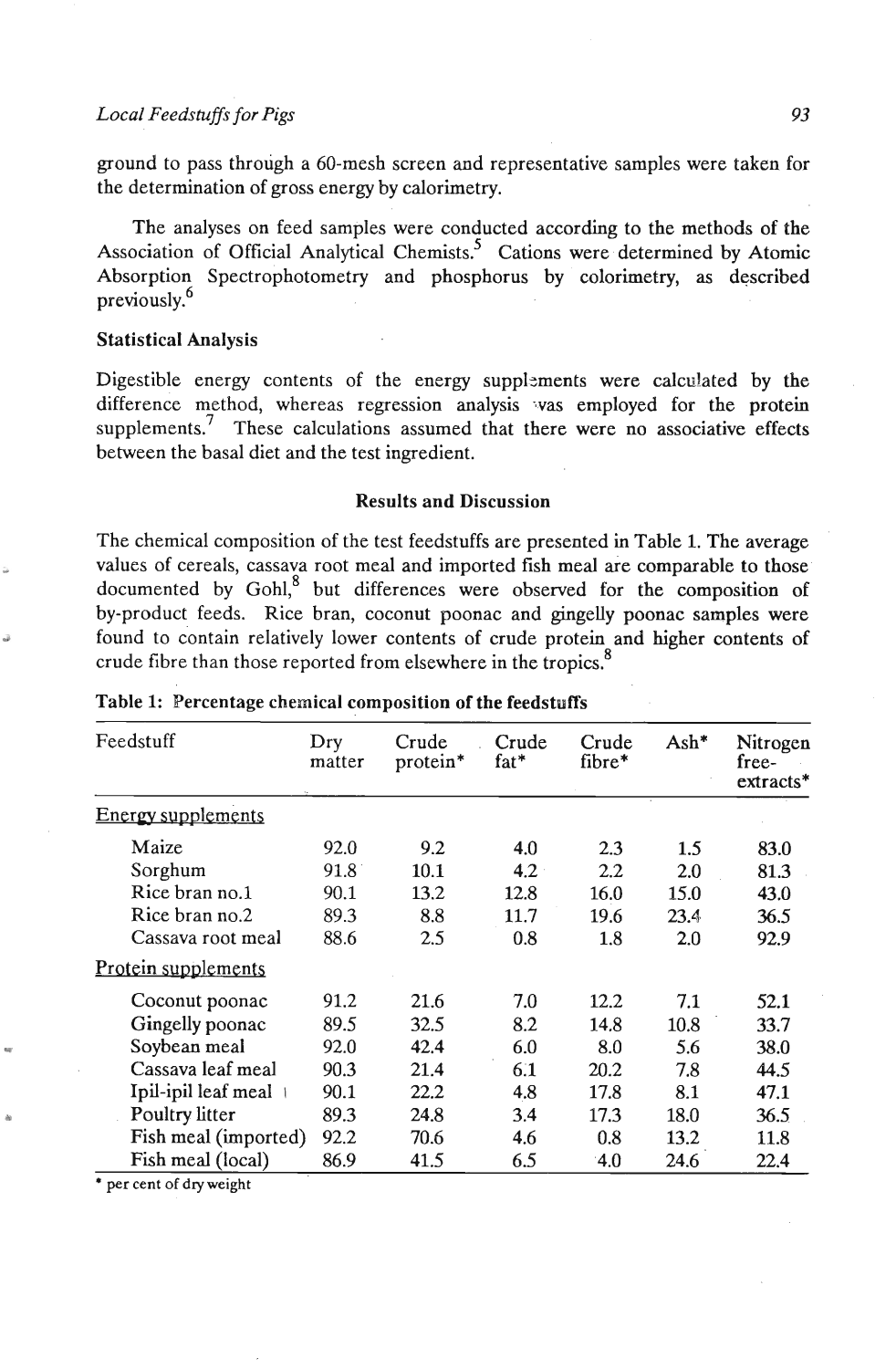ground to pass through a 60-mesh screen and representative samples were taken for the determination of gross energy by calorimetry.

The analyses on feed samples were conducted according to the methods of the Association of Official Analytical Chemists.[5] Cations were determined by Atomic Absorption Spectrophotometry and phosphorus by colorimetry, as described previously.[6]

### Statistical Analysis

Digestible energy contents of the energy supplements were calculated by the difference method, whereas regression analysis was employed for the protein supplements.[7] These calculations assumed that there were no associative effects between the basal diet and the test ingredient.

## Results and Discussion

The chemical composition of the test feedstuffs are presented in Table 1. The average values of cereals, cassava root meal and imported fish meal are comparable to those documented by Gohl,[8] but differences were observed for the composition of by-product feeds. Rice bran, coconut poonac and gingelly poonac samples were found to contain relatively lower contents of crude protein and higher contents of crude fibre than those reported from elsewhere in the tropics.[8]

**Table 1: Percentage chemical composition of the feedstuffs**

| Feedstuff | Dry matter | Crude protein* | Crude fat* | Crude fibre* | Ash* | Nitrogen free-extracts* |
|---|---|---|---|---|---|---|
| Energy supplements | | | | | | |
| Maize | 92.0 | 9.2 | 4.0 | 2.3 | 1.5 | 83.0 |
| Sorghum | 91.8 | 10.1 | 4.2 | 2.2 | 2.0 | 81.3 |
| Rice bran no.1 | 90.1 | 13.2 | 12.8 | 16.0 | 15.0 | 43.0 |
| Rice bran no.2 | 89.3 | 8.8 | 11.7 | 19.6 | 23.4 | 36.5 |
| Cassava root meal | 88.6 | 2.5 | 0.8 | 1.8 | 2.0 | 92.9 |
| Protein supplements | | | | | | |
| Coconut poonac | 91.2 | 21.6 | 7.0 | 12.2 | 7.1 | 52.1 |
| Gingelly poonac | 89.5 | 32.5 | 8.2 | 14.8 | 10.8 | 33.7 |
| Soybean meal | 92.0 | 42.4 | 6.0 | 8.0 | 5.6 | 38.0 |
| Cassava leaf meal | 90.3 | 21.4 | 6.1 | 20.2 | 7.8 | 44.5 |
| Ipil-ipil leaf meal | 90.1 | 22.2 | 4.8 | 17.8 | 8.1 | 47.1 |
| Poultry litter | 89.3 | 24.8 | 3.4 | 17.3 | 18.0 | 36.5 |
| Fish meal (imported) | 92.2 | 70.6 | 4.6 | 0.8 | 13.2 | 11.8 |
| Fish meal (local) | 86.9 | 41.5 | 6.5 | 4.0 | 24.6 | 22.4 |

\* per cent of dry weight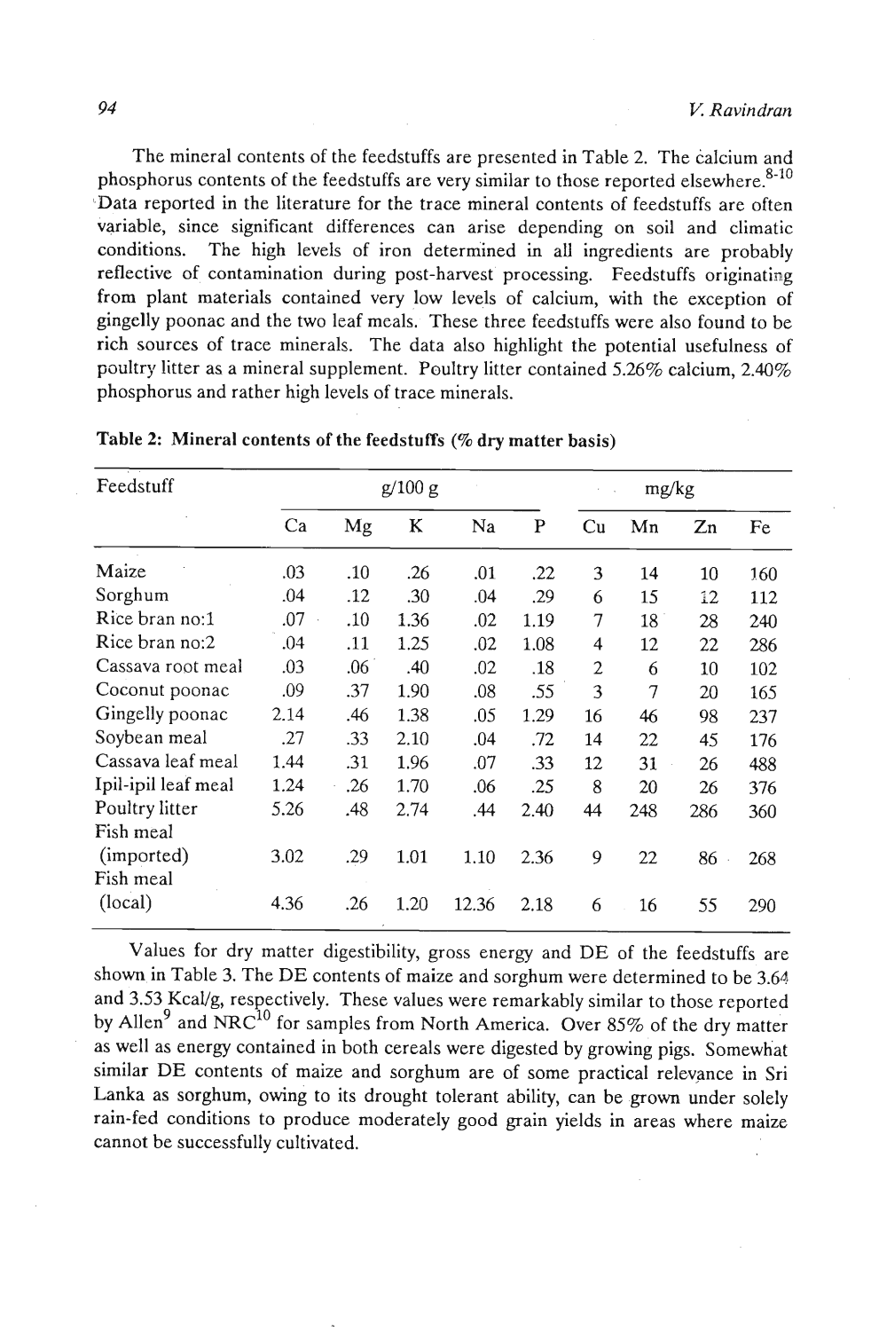The mineral contents of the feedstuffs are presented in Table 2. The calcium and phosphorus contents of the feedstuffs are very similar to those reported elsewhere.[8-10] Data reported in the literature for the trace mineral contents of feedstuffs are often variable, since significant differences can arise depending on soil and climatic conditions. The high levels of iron determined in all ingredients are probably reflective of contamination during post-harvest processing. Feedstuffs originating from plant materials contained very low levels of calcium, with the exception of gingelly poonac and the two leaf meals. These three feedstuffs were also found to be rich sources of trace minerals. The data also highlight the potential usefulness of poultry litter as a mineral supplement. Poultry litter contained 5.26% calcium, 2.40% phosphorus and rather high levels of trace minerals.

**Table 2: Mineral contents of the feedstuffs (% dry matter basis)**

| Feedstuff | g/100 g | | | | | mg/kg | | | |
|---|---|---|---|---|---|---|---|---|---|
| | Ca | Mg | K | Na | P | Cu | Mn | Zn | Fe |
| Maize | .03 | .10 | .26 | .01 | .22 | 3 | 14 | 10 | 160 |
| Sorghum | .04 | .12 | .30 | .04 | .29 | 6 | 15 | 12 | 112 |
| Rice bran no:1 | .07 | .10 | 1.36 | .02 | 1.19 | 7 | 18 | 28 | 240 |
| Rice bran no:2 | .04 | .11 | 1.25 | .02 | 1.08 | 4 | 12 | 22 | 286 |
| Cassava root meal | .03 | .06 | .40 | .02 | .18 | 2 | 6 | 10 | 102 |
| Coconut poonac | .09 | .37 | 1.90 | .08 | .55 | 3 | 7 | 20 | 165 |
| Gingelly poonac | 2.14 | .46 | 1.38 | .05 | 1.29 | 16 | 46 | 98 | 237 |
| Soybean meal | .27 | .33 | 2.10 | .04 | .72 | 14 | 22 | 45 | 176 |
| Cassava leaf meal | 1.44 | .31 | 1.96 | .07 | .33 | 12 | 31 | 26 | 488 |
| Ipil-ipil leaf meal | 1.24 | .26 | 1.70 | .06 | .25 | 8 | 20 | 26 | 376 |
| Poultry litter | 5.26 | .48 | 2.74 | .44 | 2.40 | 44 | 248 | 286 | 360 |
| Fish meal (imported) | 3.02 | .29 | 1.01 | 1.10 | 2.36 | 9 | 22 | 86 | 268 |
| Fish meal (local) | 4.36 | .26 | 1.20 | 12.36 | 2.18 | 6 | 16 | 55 | 290 |

Values for dry matter digestibility, gross energy and DE of the feedstuffs are shown in Table 3. The DE contents of maize and sorghum were determined to be 3.64 and 3.53 Kcal/g, respectively. These values were remarkably similar to those reported by Allen[9] and NRC[10] for samples from North America. Over 85% of the dry matter as well as energy contained in both cereals were digested by growing pigs. Somewhat similar DE contents of maize and sorghum are of some practical relevance in Sri Lanka as sorghum, owing to its drought tolerant ability, can be grown under solely rain-fed conditions to produce moderately good grain yields in areas where maize cannot be successfully cultivated.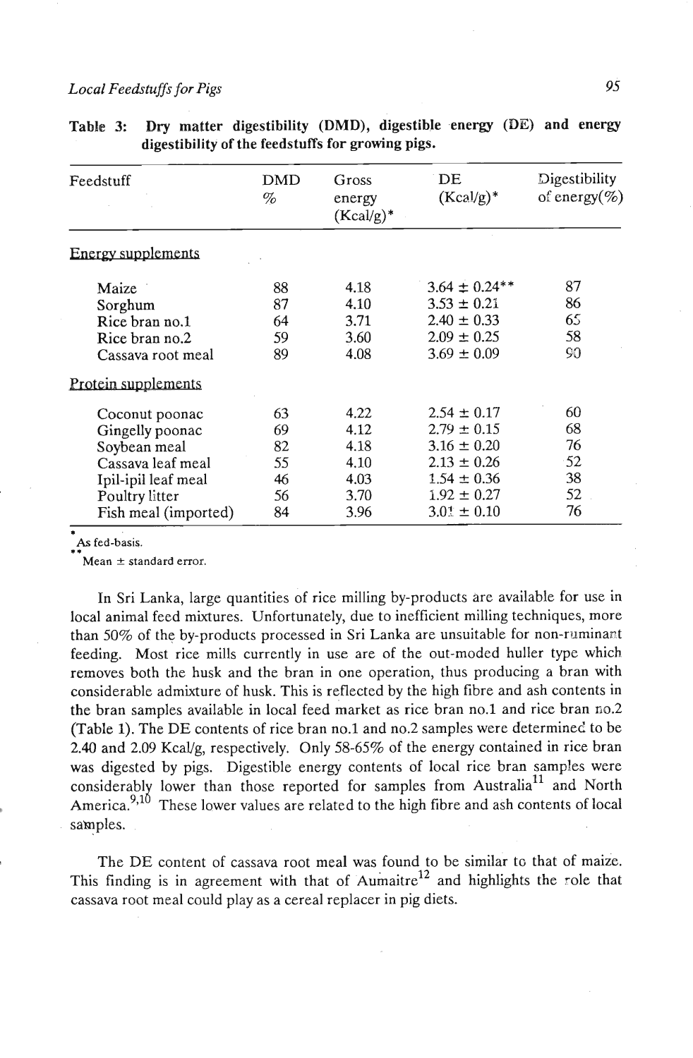**Table 3: Dry matter digestibility (DMD), digestible energy (DE) and energy digestibility of the feedstuffs for growing pigs.**

| Feedstuff | DMD % | Gross energy (Kcal/g)* | DE (Kcal/g)* | Digestibility of energy(%) |
|---|---|---|---|---|
| Energy supplements | | | | |
| Maize | 88 | 4.18 | 3.64 ± 0.24** | 87 |
| Sorghum | 87 | 4.10 | 3.53 ± 0.21 | 86 |
| Rice bran no.1 | 64 | 3.71 | 2.40 ± 0.33 | 65 |
| Rice bran no.2 | 59 | 3.60 | 2.09 ± 0.25 | 58 |
| Cassava root meal | 89 | 4.08 | 3.69 ± 0.09 | 90 |
| Protein supplements | | | | |
| Coconut poonac | 63 | 4.22 | 2.54 ± 0.17 | 60 |
| Gingelly poonac | 69 | 4.12 | 2.79 ± 0.15 | 68 |
| Soybean meal | 82 | 4.18 | 3.16 ± 0.20 | 76 |
| Cassava leaf meal | 55 | 4.10 | 2.13 ± 0.26 | 52 |
| Ipil-ipil leaf meal | 46 | 4.03 | 1.54 ± 0.36 | 38 |
| Poultry litter | 56 | 3.70 | 1.92 ± 0.27 | 52 |
| Fish meal (imported) | 84 | 3.96 | 3.01 ± 0.10 | 76 |

\* As fed-basis.
\*\* Mean ± standard error.

In Sri Lanka, large quantities of rice milling by-products are available for use in local animal feed mixtures. Unfortunately, due to inefficient milling techniques, more than 50% of the by-products processed in Sri Lanka are unsuitable for non-ruminant feeding. Most rice mills currently in use are of the out-moded huller type which removes both the husk and the bran in one operation, thus producing a bran with considerable admixture of husk. This is reflected by the high fibre and ash contents in the bran samples available in local feed market as rice bran no.1 and rice bran no.2 (Table 1). The DE contents of rice bran no.1 and no.2 samples were determined to be 2.40 and 2.09 Kcal/g, respectively. Only 58-65% of the energy contained in rice bran was digested by pigs. Digestible energy contents of local rice bran samples were considerably lower than those reported for samples from Australia[11] and North America.[9,10] These lower values are related to the high fibre and ash contents of local samples.

The DE content of cassava root meal was found to be similar to that of maize. This finding is in agreement with that of Aumaitre[12] and highlights the role that cassava root meal could play as a cereal replacer in pig diets.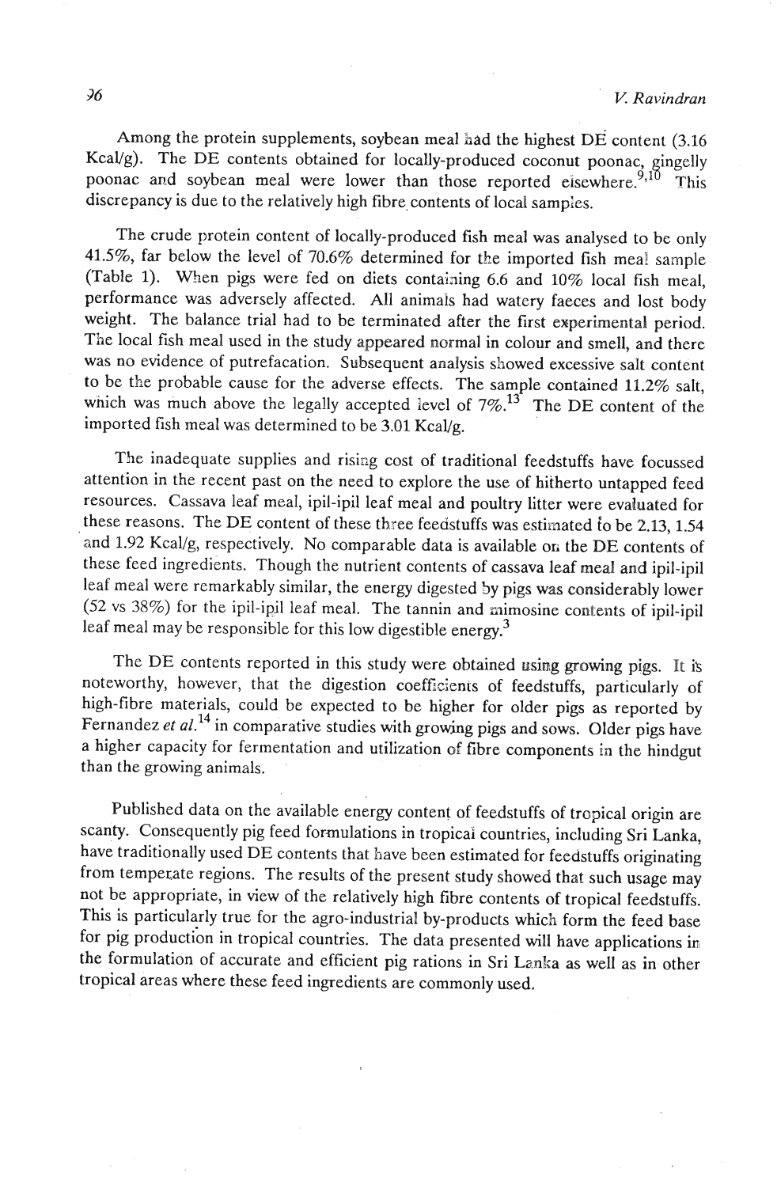Among the protein supplements, soybean meal had the highest DE content (3.16 Kcal/g). The DE contents obtained for locally-produced coconut poonac, gingelly poonac and soybean meal were lower than those reported elsewhere.[9,10] This discrepancy is due to the relatively high fibre contents of local samples.

The crude protein content of locally-produced fish meal was analysed to be only 41.5%, far below the level of 70.6% determined for the imported fish meal sample (Table 1). When pigs were fed on diets containing 6.6 and 10% local fish meal, performance was adversely affected. All animals had watery faeces and lost body weight. The balance trial had to be terminated after the first experimental period. The local fish meal used in the study appeared normal in colour and smell, and there was no evidence of putrefaction. Subsequent analysis showed excessive salt content to be the probable cause for the adverse effects. The sample contained 11.2% salt, which was much above the legally accepted level of 7%.[13] The DE content of the imported fish meal was determined to be 3.01 Kcal/g.

The inadequate supplies and rising cost of traditional feedstuffs have focussed attention in the recent past on the need to explore the use of hitherto untapped feed resources. Cassava leaf meal, ipil-ipil leaf meal and poultry litter were evaluated for these reasons. The DE content of these three feedstuffs was estimated to be 2.13, 1.54 and 1.92 Kcal/g, respectively. No comparable data is available on the DE contents of these feed ingredients. Though the nutrient contents of cassava leaf meal and ipil-ipil leaf meal were remarkably similar, the energy digested by pigs was considerably lower (52 vs 38%) for the ipil-ipil leaf meal. The tannin and mimosine contents of ipil-ipil leaf meal may be responsible for this low digestible energy.[3]

The DE contents reported in this study were obtained using growing pigs. It is noteworthy, however, that the digestion coefficients of feedstuffs, particularly of high-fibre materials, could be expected to be higher for older pigs as reported by Fernandez *et al.*[14] in comparative studies with growing pigs and sows. Older pigs have a higher capacity for fermentation and utilization of fibre components in the hindgut than the growing animals.

Published data on the available energy content of feedstuffs of tropical origin are scanty. Consequently pig feed formulations in tropical countries, including Sri Lanka, have traditionally used DE contents that have been estimated for feedstuffs originating from temperate regions. The results of the present study showed that such usage may not be appropriate, in view of the relatively high fibre contents of tropical feedstuffs. This is particularly true for the agro-industrial by-products which form the feed base for pig production in tropical countries. The data presented will have applications in the formulation of accurate and efficient pig rations in Sri Lanka as well as in other tropical areas where these feed ingredients are commonly used.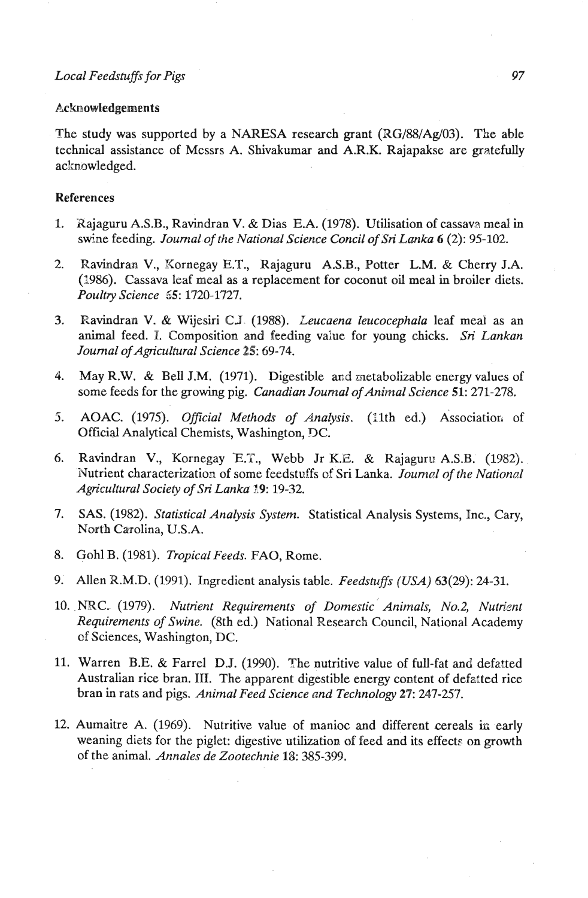## Acknowledgements

The study was supported by a NARESA research grant (RG/88/Ag/03). The able technical assistance of Messrs A. Shivakumar and A.R.K. Rajapakse are gratefully acknowledged.

## References

1. Rajaguru A.S.B., Ravindran V. & Dias E.A. (1978). Utilisation of cassava meal in swine feeding. *Journal of the National Science Concil of Sri Lanka* **6** (2): 95-102.

2. Ravindran V., Kornegay E.T., Rajaguru A.S.B., Potter L.M. & Cherry J.A. (1986). Cassava leaf meal as a replacement for coconut oil meal in broiler diets. *Poultry Science* **65**: 1720-1727.

3. Ravindran V. & Wijesiri C.J. (1988). *Leucaena leucocephala* leaf meal as an animal feed. I. Composition and feeding value for young chicks. *Sri Lankan Journal of Agricultural Science* **25**: 69-74.

4. May R.W. & Bell J.M. (1971). Digestible and metabolizable energy values of some feeds for the growing pig. *Canadian Journal of Animal Science* **51**: 271-278.

5. AOAC. (1975). *Official Methods of Analysis*. (11th ed.) Association of Official Analytical Chemists, Washington, DC.

6. Ravindran V., Kornegay E.T., Webb Jr K.E. & Rajaguru A.S.B. (1982). Nutrient characterization of some feedstuffs of Sri Lanka. *Journal of the National Agricultural Society of Sri Lanka* **19**: 19-32.

7. SAS. (1982). *Statistical Analysis System*. Statistical Analysis Systems, Inc., Cary, North Carolina, U.S.A.

8. Gohl B. (1981). *Tropical Feeds*. FAO, Rome.

9. Allen R.M.D. (1991). Ingredient analysis table. *Feedstuffs (USA)* 63(29): 24-31.

10. NRC. (1979). *Nutrient Requirements of Domestic Animals, No.2, Nutrient Requirements of Swine*. (8th ed.) National Research Council, National Academy of Sciences, Washington, DC.

11. Warren B.E. & Farrel D.J. (1990). The nutritive value of full-fat and defatted Australian rice bran. III. The apparent digestible energy content of defatted rice bran in rats and pigs. *Animal Feed Science and Technology* **27**: 247-257.

12. Aumaitre A. (1969). Nutritive value of manioc and different cereals in early weaning diets for the piglet: digestive utilization of feed and its effects on growth of the animal. *Annales de Zootechnie* **18**: 385-399.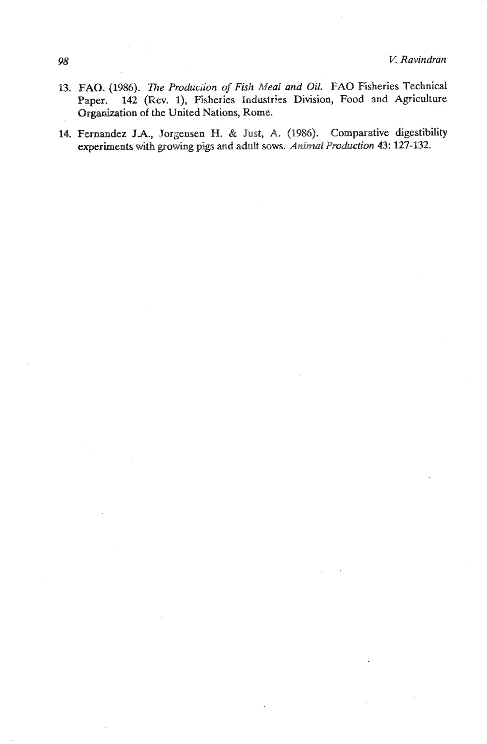13. FAO. (1986). *The Production of Fish Meal and Oil.* FAO Fisheries Technical Paper. 142 (Rev. 1), Fisheries Industries Division, Food and Agriculture Organization of the United Nations, Rome.

14. Fernandez J.A., Jorgensen H. & Just, A. (1986). Comparative digestibility experiments with growing pigs and adult sows. *Animal Production* 43: 127-132.